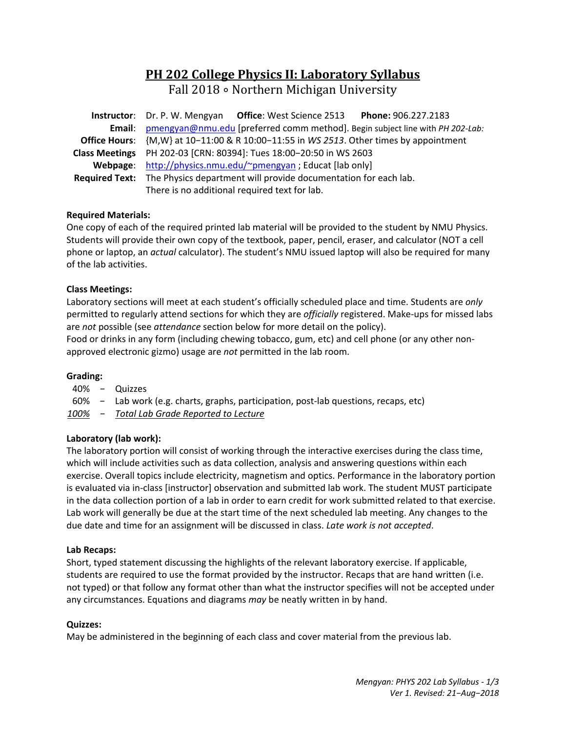# PH 202 College Physics II: Laboratory Syllabus

Fall 2018 ∘ Northern Michigan University

**Instructor**: Dr. P. W. Mengyan **Office**: West Science 2513 **Phone:** 906.227.2183
**Email**: pmengyan@nmu.edu [preferred comm method]. Begin subject line with *PH 202-Lab:*
**Office Hours**: {M,W} at 10−11:00 & R 10:00−11:55 in *WS 2513*. Other times by appointment
**Class Meetings** PH 202-03 [CRN: 80394]: Tues 18:00−20:50 in WS 2603
**Webpage**: http://physics.nmu.edu/~pmengyan ; Educat [lab only]
**Required Text:** The Physics department will provide documentation for each lab. There is no additional required text for lab.

**Required Materials:**

One copy of each of the required printed lab material will be provided to the student by NMU Physics. Students will provide their own copy of the textbook, paper, pencil, eraser, and calculator (NOT a cell phone or laptop, an *actual* calculator). The student's NMU issued laptop will also be required for many of the lab activities.

**Class Meetings:**

Laboratory sections will meet at each student's officially scheduled place and time. Students are *only* permitted to regularly attend sections for which they are *officially* registered. Make-ups for missed labs are *not* possible (see *attendance* section below for more detail on the policy).
Food or drinks in any form (including chewing tobacco, gum, etc) and cell phone (or any other non-approved electronic gizmo) usage are *not* permitted in the lab room.

**Grading:**

40% − Quizzes
60% − Lab work (e.g. charts, graphs, participation, post-lab questions, recaps, etc)
*100%* − *Total Lab Grade Reported to Lecture*

**Laboratory (lab work):**

The laboratory portion will consist of working through the interactive exercises during the class time, which will include activities such as data collection, analysis and answering questions within each exercise. Overall topics include electricity, magnetism and optics. Performance in the laboratory portion is evaluated via in-class [instructor] observation and submitted lab work. The student MUST participate in the data collection portion of a lab in order to earn credit for work submitted related to that exercise. Lab work will generally be due at the start time of the next scheduled lab meeting. Any changes to the due date and time for an assignment will be discussed in class. *Late work is not accepted*.

**Lab Recaps:**

Short, typed statement discussing the highlights of the relevant laboratory exercise. If applicable, students are required to use the format provided by the instructor. Recaps that are hand written (i.e. not typed) or that follow any format other than what the instructor specifies will not be accepted under any circumstances. Equations and diagrams *may* be neatly written in by hand.

**Quizzes:**

May be administered in the beginning of each class and cover material from the previous lab.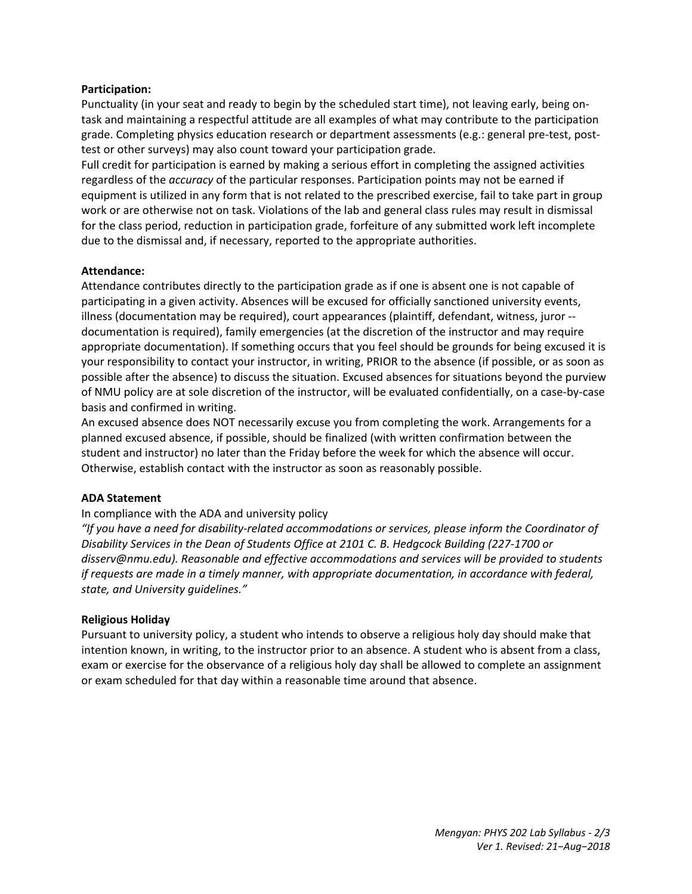**Participation:**

Punctuality (in your seat and ready to begin by the scheduled start time), not leaving early, being on-task and maintaining a respectful attitude are all examples of what may contribute to the participation grade. Completing physics education research or department assessments (e.g.: general pre-test, post-test or other surveys) may also count toward your participation grade.

Full credit for participation is earned by making a serious effort in completing the assigned activities regardless of the *accuracy* of the particular responses. Participation points may not be earned if equipment is utilized in any form that is not related to the prescribed exercise, fail to take part in group work or are otherwise not on task. Violations of the lab and general class rules may result in dismissal for the class period, reduction in participation grade, forfeiture of any submitted work left incomplete due to the dismissal and, if necessary, reported to the appropriate authorities.

**Attendance:**

Attendance contributes directly to the participation grade as if one is absent one is not capable of participating in a given activity. Absences will be excused for officially sanctioned university events, illness (documentation may be required), court appearances (plaintiff, defendant, witness, juror -- documentation is required), family emergencies (at the discretion of the instructor and may require appropriate documentation). If something occurs that you feel should be grounds for being excused it is your responsibility to contact your instructor, in writing, PRIOR to the absence (if possible, or as soon as possible after the absence) to discuss the situation. Excused absences for situations beyond the purview of NMU policy are at sole discretion of the instructor, will be evaluated confidentially, on a case-by-case basis and confirmed in writing.

An excused absence does NOT necessarily excuse you from completing the work. Arrangements for a planned excused absence, if possible, should be finalized (with written confirmation between the student and instructor) no later than the Friday before the week for which the absence will occur. Otherwise, establish contact with the instructor as soon as reasonably possible.

**ADA Statement**

In compliance with the ADA and university policy

*"If you have a need for disability-related accommodations or services, please inform the Coordinator of Disability Services in the Dean of Students Office at 2101 C. B. Hedgcock Building (227-1700 or disserv@nmu.edu). Reasonable and effective accommodations and services will be provided to students if requests are made in a timely manner, with appropriate documentation, in accordance with federal, state, and University guidelines."*

**Religious Holiday**

Pursuant to university policy, a student who intends to observe a religious holy day should make that intention known, in writing, to the instructor prior to an absence. A student who is absent from a class, exam or exercise for the observance of a religious holy day shall be allowed to complete an assignment or exam scheduled for that day within a reasonable time around that absence.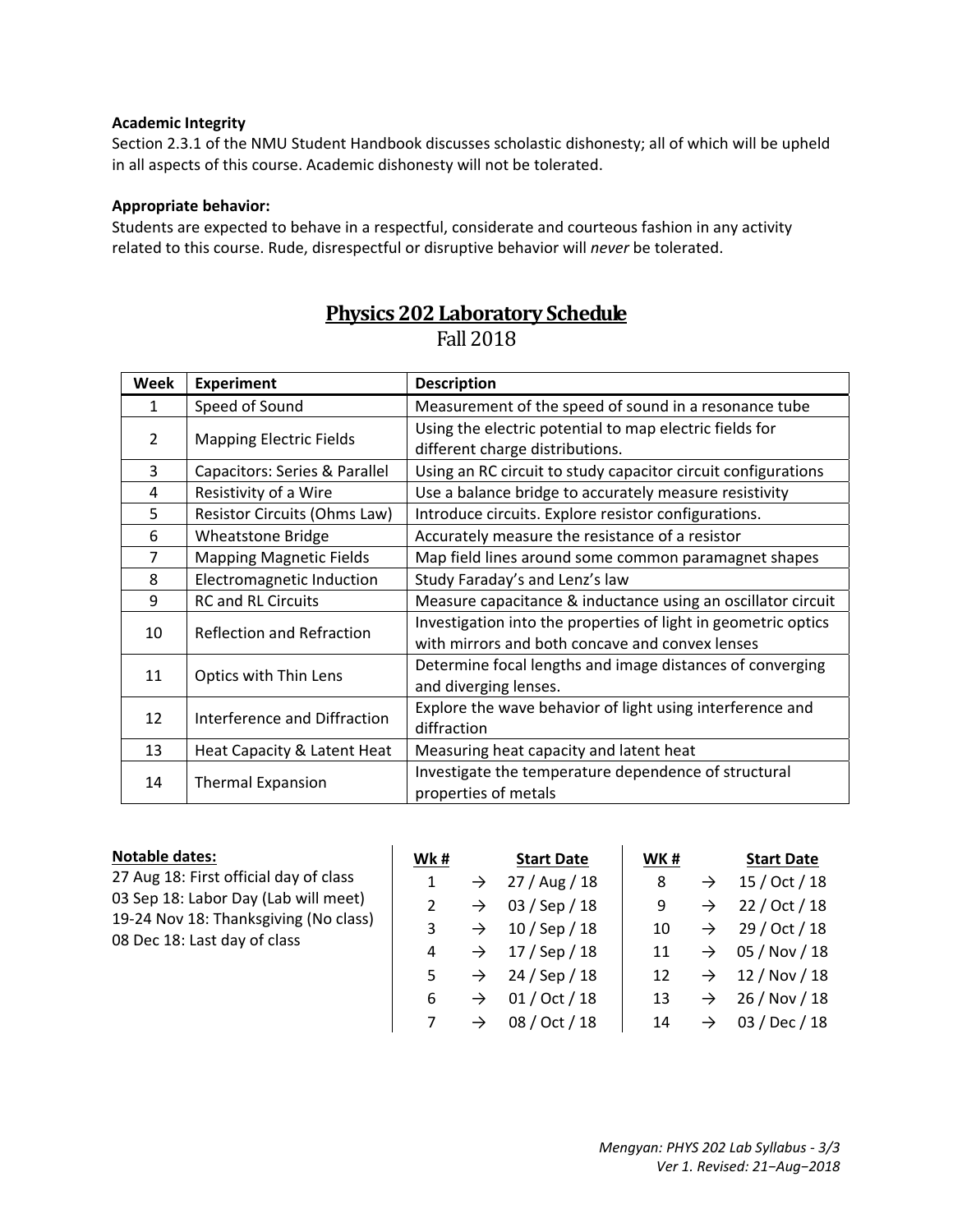**Academic Integrity**
Section 2.3.1 of the NMU Student Handbook discusses scholastic dishonesty; all of which will be upheld in all aspects of this course. Academic dishonesty will not be tolerated.

**Appropriate behavior:**
Students are expected to behave in a respectful, considerate and courteous fashion in any activity related to this course. Rude, disrespectful or disruptive behavior will *never* be tolerated.

## Physics 202 Laboratory Schedule

Fall 2018

| Week | Experiment | Description |
|---|---|---|
| 1 | Speed of Sound | Measurement of the speed of sound in a resonance tube |
| 2 | Mapping Electric Fields | Using the electric potential to map electric fields for different charge distributions. |
| 3 | Capacitors: Series & Parallel | Using an RC circuit to study capacitor circuit configurations |
| 4 | Resistivity of a Wire | Use a balance bridge to accurately measure resistivity |
| 5 | Resistor Circuits (Ohms Law) | Introduce circuits. Explore resistor configurations. |
| 6 | Wheatstone Bridge | Accurately measure the resistance of a resistor |
| 7 | Mapping Magnetic Fields | Map field lines around some common paramagnet shapes |
| 8 | Electromagnetic Induction | Study Faraday's and Lenz's law |
| 9 | RC and RL Circuits | Measure capacitance & inductance using an oscillator circuit |
| 10 | Reflection and Refraction | Investigation into the properties of light in geometric optics with mirrors and both concave and convex lenses |
| 11 | Optics with Thin Lens | Determine focal lengths and image distances of converging and diverging lenses. |
| 12 | Interference and Diffraction | Explore the wave behavior of light using interference and diffraction |
| 13 | Heat Capacity & Latent Heat | Measuring heat capacity and latent heat |
| 14 | Thermal Expansion | Investigate the temperature dependence of structural properties of metals |

**Notable dates:**

27 Aug 18: First official day of class
03 Sep 18: Labor Day (Lab will meet)
19-24 Nov 18: Thanksgiving (No class)
08 Dec 18: Last day of class

| Wk # | | Start Date | WK # | | Start Date |
|---|---|---|---|---|---|
| 1 | → | 27 / Aug / 18 | 8 | → | 15 / Oct / 18 |
| 2 | → | 03 / Sep / 18 | 9 | → | 22 / Oct / 18 |
| 3 | → | 10 / Sep / 18 | 10 | → | 29 / Oct / 18 |
| 4 | → | 17 / Sep / 18 | 11 | → | 05 / Nov / 18 |
| 5 | → | 24 / Sep / 18 | 12 | → | 12 / Nov / 18 |
| 6 | → | 01 / Oct / 18 | 13 | → | 26 / Nov / 18 |
| 7 | → | 08 / Oct / 18 | 14 | → | 03 / Dec / 18 |